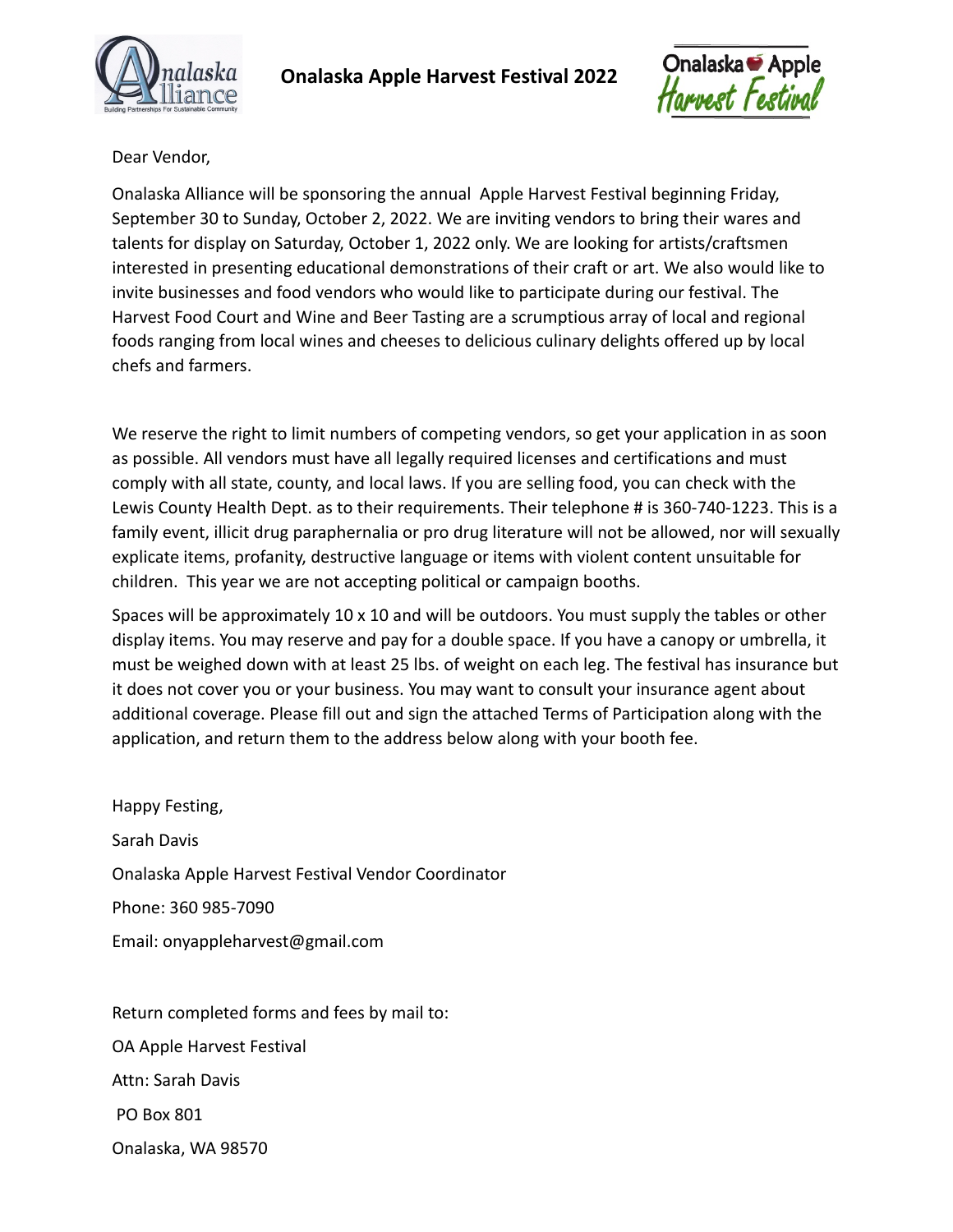# Onalaska Apple Harvest Festival 2022

Dear Vendor,

Onalaska Alliance will be sponsoring the annual Apple Harvest Festival beginning Friday, September 30 to Sunday, October 2, 2022. We are inviting vendors to bring their wares and talents for display on Saturday, October 1, 2022 only. We are looking for artists/craftsmen interested in presenting educational demonstrations of their craft or art. We also would like to invite businesses and food vendors who would like to participate during our festival. The Harvest Food Court and Wine and Beer Tasting are a scrumptious array of local and regional foods ranging from local wines and cheeses to delicious culinary delights offered up by local chefs and farmers.

We reserve the right to limit numbers of competing vendors, so get your application in as soon as possible. All vendors must have all legally required licenses and certifications and must comply with all state, county, and local laws. If you are selling food, you can check with the Lewis County Health Dept. as to their requirements. Their telephone # is 360-740-1223. This is a family event, illicit drug paraphernalia or pro drug literature will not be allowed, nor will sexually explicate items, profanity, destructive language or items with violent content unsuitable for children. This year we are not accepting political or campaign booths.

Spaces will be approximately 10 x 10 and will be outdoors. You must supply the tables or other display items. You may reserve and pay for a double space. If you have a canopy or umbrella, it must be weighed down with at least 25 lbs. of weight on each leg. The festival has insurance but it does not cover you or your business. You may want to consult your insurance agent about additional coverage. Please fill out and sign the attached Terms of Participation along with the application, and return them to the address below along with your booth fee.

Happy Festing,

Sarah Davis

Onalaska Apple Harvest Festival Vendor Coordinator

Phone: 360 985-7090

Email: onyappleharvest@gmail.com

Return completed forms and fees by mail to:

OA Apple Harvest Festival

Attn: Sarah Davis

PO Box 801

Onalaska, WA 98570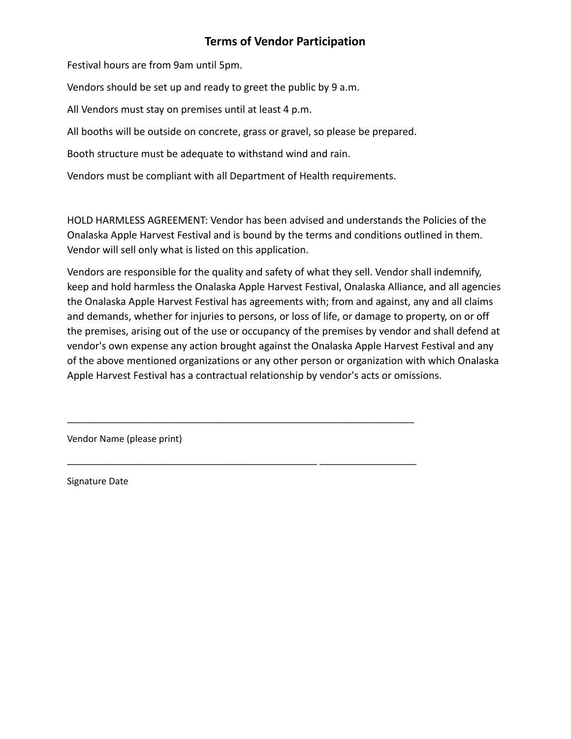## Terms of Vendor Participation

Festival hours are from 9am until 5pm.

Vendors should be set up and ready to greet the public by 9 a.m.

All Vendors must stay on premises until at least 4 p.m.

All booths will be outside on concrete, grass or gravel, so please be prepared.

Booth structure must be adequate to withstand wind and rain.

Vendors must be compliant with all Department of Health requirements.

HOLD HARMLESS AGREEMENT: Vendor has been advised and understands the Policies of the Onalaska Apple Harvest Festival and is bound by the terms and conditions outlined in them. Vendor will sell only what is listed on this application.

Vendors are responsible for the quality and safety of what they sell. Vendor shall indemnify, keep and hold harmless the Onalaska Apple Harvest Festival, Onalaska Alliance, and all agencies the Onalaska Apple Harvest Festival has agreements with; from and against, any and all claims and demands, whether for injuries to persons, or loss of life, or damage to property, on or off the premises, arising out of the use or occupancy of the premises by vendor and shall defend at vendor's own expense any action brought against the Onalaska Apple Harvest Festival and any of the above mentioned organizations or any other person or organization with which Onalaska Apple Harvest Festival has a contractual relationship by vendor's acts or omissions.

\_\_\_\_\_\_\_\_\_\_\_\_\_\_\_\_\_\_\_\_\_\_\_\_\_\_\_\_\_\_\_\_\_\_\_\_\_\_\_\_\_\_\_\_\_\_\_\_\_\_\_\_\_\_\_\_\_\_\_\_\_\_\_\_

Vendor Name (please print)

\_\_\_\_\_\_\_\_\_\_\_\_\_\_\_\_\_\_\_\_\_\_\_\_\_\_\_\_\_\_\_\_\_\_\_\_\_\_\_\_\_\_\_\_\_\_\_\_ \_\_\_\_\_\_\_\_\_\_\_\_\_\_\_\_\_\_\_

Signature Date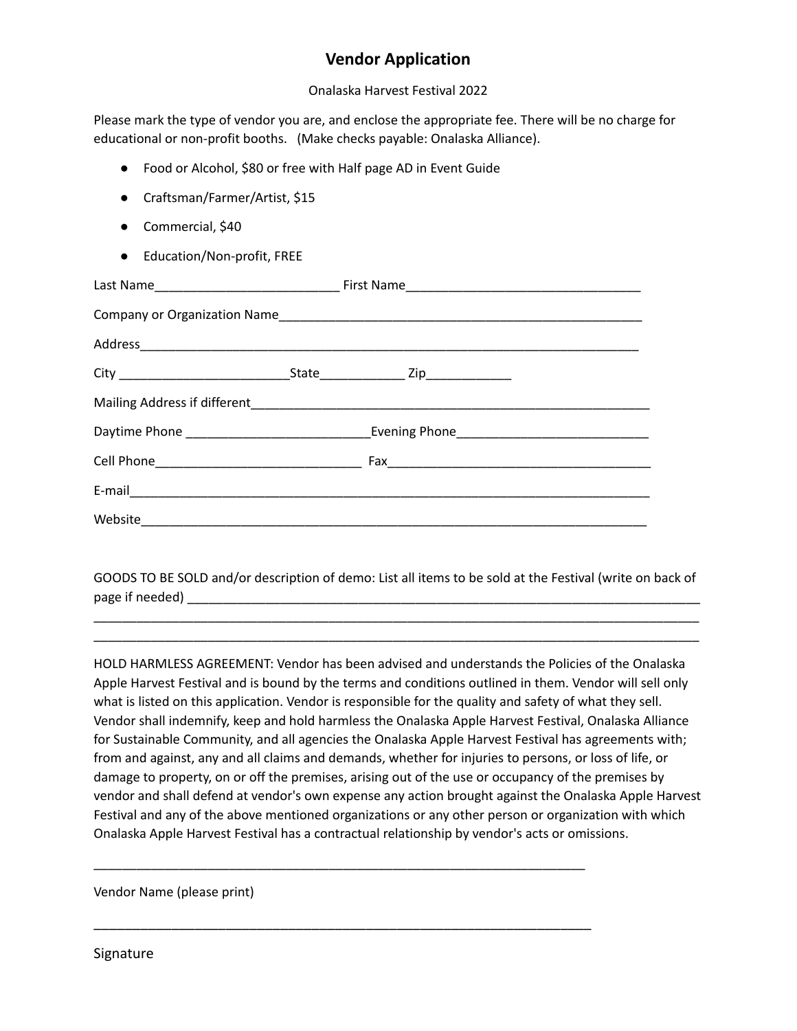# Vendor Application

Onalaska Harvest Festival 2022

Please mark the type of vendor you are, and enclose the appropriate fee. There will be no charge for educational or non-profit booths. (Make checks payable: Onalaska Alliance).

- Food or Alcohol, $80 or free with Half page AD in Event Guide
- Craftsman/Farmer/Artist, $15
- Commercial, $40
- Education/Non-profit, FREE

Last Name__________________________ First Name________________________________

Company or Organization Name__________________________________________________

Address______________________________________________________________________

City _______________________State___________ Zip___________

Mailing Address if different________________________________________________________

Daytime Phone _________________________Evening Phone__________________________

Cell Phone____________________________ Fax____________________________________

E-mail_________________________________________________________________________

Website_______________________________________________________________________

GOODS TO BE SOLD and/or description of demo: List all items to be sold at the Festival (write on back of page if needed) ________________________________________________________________________
_____________________________________________________________________________________
_____________________________________________________________________________________

HOLD HARMLESS AGREEMENT: Vendor has been advised and understands the Policies of the Onalaska Apple Harvest Festival and is bound by the terms and conditions outlined in them. Vendor will sell only what is listed on this application. Vendor is responsible for the quality and safety of what they sell. Vendor shall indemnify, keep and hold harmless the Onalaska Apple Harvest Festival, Onalaska Alliance for Sustainable Community, and all agencies the Onalaska Apple Harvest Festival has agreements with; from and against, any and all claims and demands, whether for injuries to persons, or loss of life, or damage to property, on or off the premises, arising out of the use or occupancy of the premises by vendor and shall defend at vendor's own expense any action brought against the Onalaska Apple Harvest Festival and any of the above mentioned organizations or any other person or organization with which Onalaska Apple Harvest Festival has a contractual relationship by vendor's acts or omissions.

_____________________________________________________________________

Vendor Name (please print)

_____________________________________________________________________

Signature